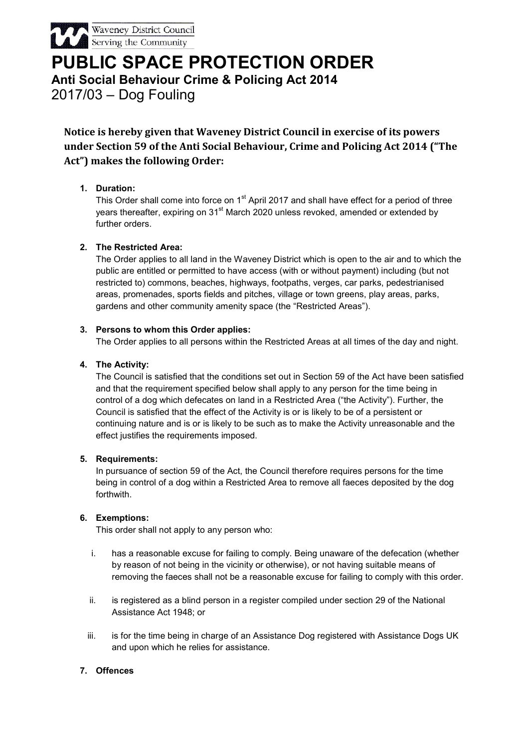Waveney District Council
Serving the Community

# PUBLIC SPACE PROTECTION ORDER

## Anti Social Behaviour Crime & Policing Act 2014

2017/03 – Dog Fouling

**Notice is hereby given that Waveney District Council in exercise of its powers under Section 59 of the Anti Social Behaviour, Crime and Policing Act 2014 ("The Act") makes the following Order:**

1. **Duration:**
   This Order shall come into force on 1st April 2017 and shall have effect for a period of three years thereafter, expiring on 31st March 2020 unless revoked, amended or extended by further orders.

2. **The Restricted Area:**
   The Order applies to all land in the Waveney District which is open to the air and to which the public are entitled or permitted to have access (with or without payment) including (but not restricted to) commons, beaches, highways, footpaths, verges, car parks, pedestrianised areas, promenades, sports fields and pitches, village or town greens, play areas, parks, gardens and other community amenity space (the "Restricted Areas").

3. **Persons to whom this Order applies:**
   The Order applies to all persons within the Restricted Areas at all times of the day and night.

4. **The Activity:**
   The Council is satisfied that the conditions set out in Section 59 of the Act have been satisfied and that the requirement specified below shall apply to any person for the time being in control of a dog which defecates on land in a Restricted Area ("the Activity"). Further, the Council is satisfied that the effect of the Activity is or is likely to be of a persistent or continuing nature and is or is likely to be such as to make the Activity unreasonable and the effect justifies the requirements imposed.

5. **Requirements:**
   In pursuance of section 59 of the Act, the Council therefore requires persons for the time being in control of a dog within a Restricted Area to remove all faeces deposited by the dog forthwith.

6. **Exemptions:**
   This order shall not apply to any person who:

   i. has a reasonable excuse for failing to comply. Being unaware of the defecation (whether by reason of not being in the vicinity or otherwise), or not having suitable means of removing the faeces shall not be a reasonable excuse for failing to comply with this order.

   ii. is registered as a blind person in a register compiled under section 29 of the National Assistance Act 1948; or

   iii. is for the time being in charge of an Assistance Dog registered with Assistance Dogs UK and upon which he relies for assistance.

7. **Offences**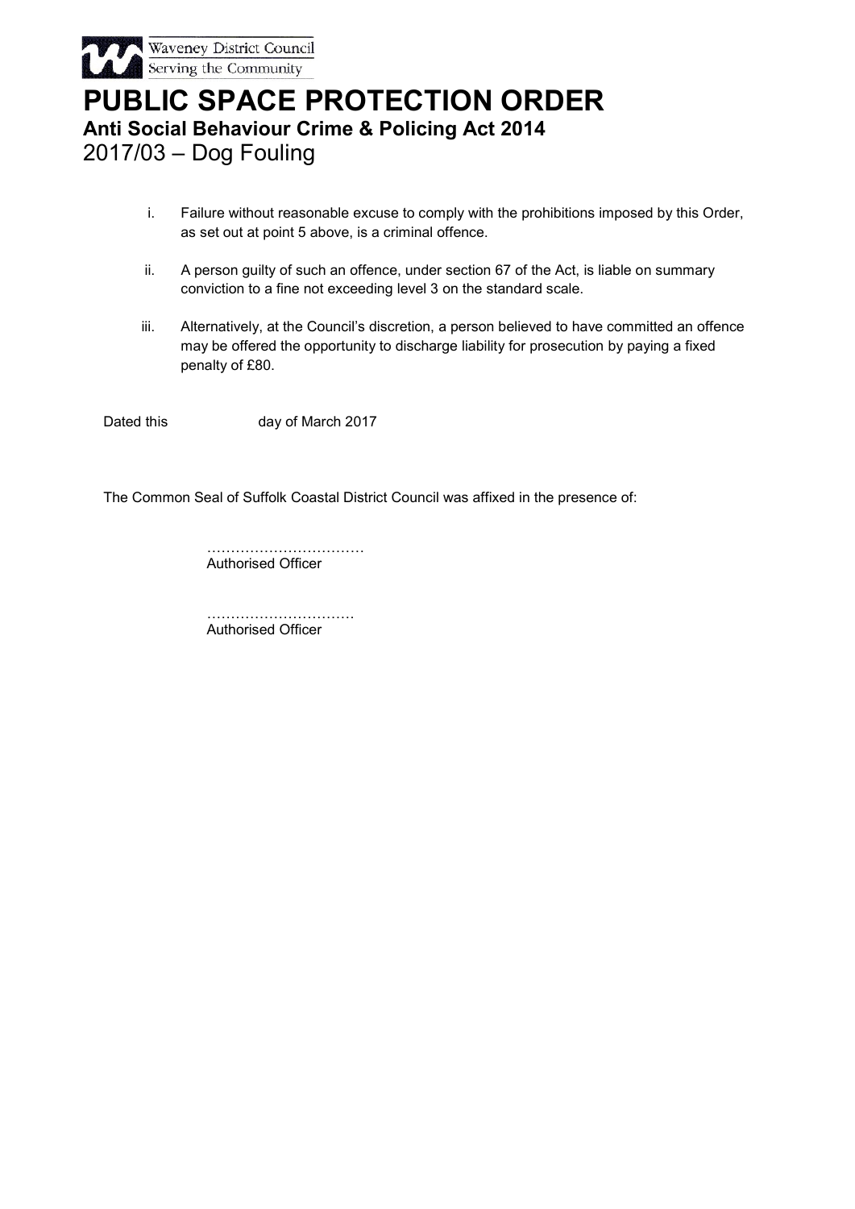Waveney District Council
Serving the Community

# PUBLIC SPACE PROTECTION ORDER

## Anti Social Behaviour Crime & Policing Act 2014

2017/03 – Dog Fouling

i. Failure without reasonable excuse to comply with the prohibitions imposed by this Order, as set out at point 5 above, is a criminal offence.

ii. A person guilty of such an offence, under section 67 of the Act, is liable on summary conviction to a fine not exceeding level 3 on the standard scale.

iii. Alternatively, at the Council's discretion, a person believed to have committed an offence may be offered the opportunity to discharge liability for prosecution by paying a fixed penalty of £80.

Dated this day of March 2017

The Common Seal of Suffolk Coastal District Council was affixed in the presence of:

……………………………
Authorised Officer

…………………………
Authorised Officer